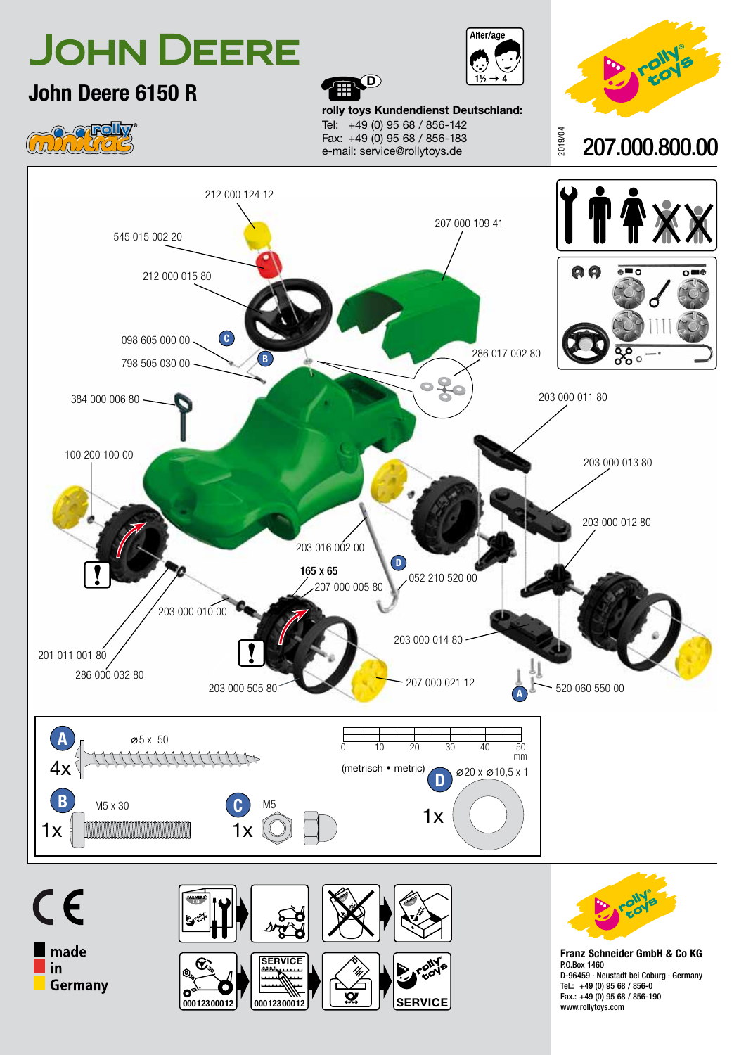# JOHN DEERE

## John Deere 6150 R

rolly minitrac

Alter/age 1½ → 4

**rolly toys Kundendienst Deutschland:**
Tel: +49 (0) 95 68 / 856-142
Fax: +49 (0) 95 68 / 856-183
e-mail: service@rollytoys.de

2019/04

**207.000.800.00**

212 000 124 12
545 015 002 20
212 000 015 80
207 000 109 41
098 605 000 00 C
798 505 030 00 B
286 017 002 80
384 000 006 80
203 000 011 80
100 200 100 00
203 000 013 80
203 000 012 80
203 016 002 00
D
165 x 65
207 000 005 80
052 210 520 00
203 000 010 00
203 000 014 80
201 011 001 80
286 000 032 80
203 000 505 80
207 000 021 12
A 520 060 550 00

A ⌀5 x 50 — 4x

B M5 x 30 — 1x

C M5 — 1x

D ⌀20 x ⌀10,5 x 1 — 1x

0 10 20 30 40 50 mm

(metrisch • metric)

CE

made in Germany

SERVICE 000123000012

SERVICE

**Franz Schneider GmbH & Co KG**
P.O.Box 1460
D-96459 · Neustadt bei Coburg · Germany
Tel.: +49 (0) 95 68 / 856-0
Fax.: +49 (0) 95 68 / 856-190
www.rollytoys.com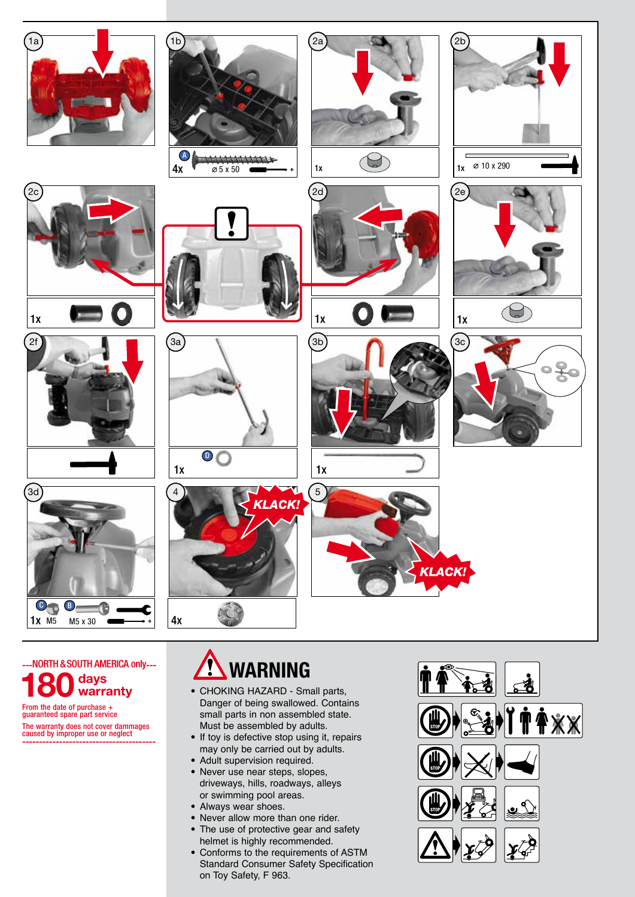1a

1b

4x A ⌀ 5 x 50

2a

1x

2b

1x ⌀ 10 x 290

2c

1x

2d

1x

2e

1x

2f

3a

1x D

3b

1x

3c

3d

1x C M5 B M5 x 30

4

KLACK!

4x

5

KLACK!

---NORTH & SOUTH AMERICA only---

**180 days warranty**

From the date of purchase + guaranteed spare part service

The warranty does not cover dammages caused by improper use or neglect

---

# WARNING

- CHOKING HAZARD - Small parts, Danger of being swallowed. Contains small parts in non assembled state. Must be assembled by adults.
- If toy is defective stop using it, repairs may only be carried out by adults.
- Adult supervision required.
- Never use near steps, slopes, driveways, hills, roadways, alleys or swimming pool areas.
- Always wear shoes.
- Never allow more than one rider.
- The use of protective gear and safety helmet is highly recommended.
- Conforms to the requirements of ASTM Standard Consumer Safety Specification on Toy Safety, F 963.